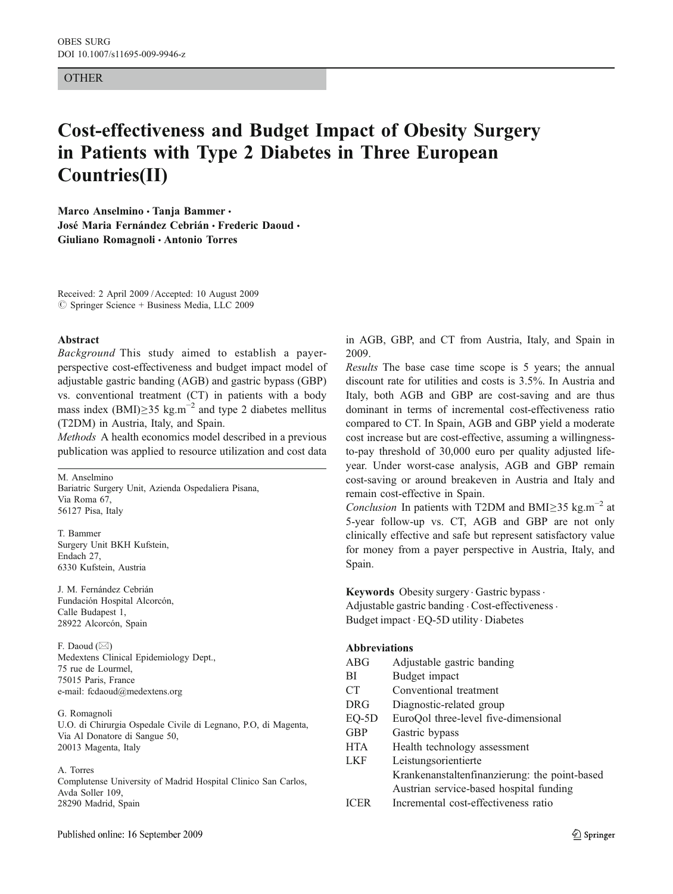OTHER

# Cost-effectiveness and Budget Impact of Obesity Surgery in Patients with Type 2 Diabetes in Three European Countries(II)

**Marco Anselmino · Tanja Bammer · José Maria Fernández Cebrián · Frederic Daoud · Giuliano Romagnoli · Antonio Torres**

Received: 2 April 2009 / Accepted: 10 August 2009
© Springer Science + Business Media, LLC 2009

## Abstract

*Background* This study aimed to establish a payer-perspective cost-effectiveness and budget impact model of adjustable gastric banding (AGB) and gastric bypass (GBP) vs. conventional treatment (CT) in patients with a body mass index (BMI)≥35 kg.m$^{-2}$ and type 2 diabetes mellitus (T2DM) in Austria, Italy, and Spain.

*Methods* A health economics model described in a previous publication was applied to resource utilization and cost data in AGB, GBP, and CT from Austria, Italy, and Spain in 2009.

*Results* The base case time scope is 5 years; the annual discount rate for utilities and costs is 3.5%. In Austria and Italy, both AGB and GBP are cost-saving and are thus dominant in terms of incremental cost-effectiveness ratio compared to CT. In Spain, AGB and GBP yield a moderate cost increase but are cost-effective, assuming a willingness-to-pay threshold of 30,000 euro per quality adjusted life-year. Under worst-case analysis, AGB and GBP remain cost-saving or around breakeven in Austria and Italy and remain cost-effective in Spain.

*Conclusion* In patients with T2DM and BMI≥35 kg.m$^{-2}$ at 5-year follow-up vs. CT, AGB and GBP are not only clinically effective and safe but represent satisfactory value for money from a payer perspective in Austria, Italy, and Spain.

**Keywords** Obesity surgery · Gastric bypass · Adjustable gastric banding · Cost-effectiveness · Budget impact · EQ-5D utility · Diabetes

**Abbreviations**

| | |
|---|---|
| ABG | Adjustable gastric banding |
| BI | Budget impact |
| CT | Conventional treatment |
| DRG | Diagnostic-related group |
| EQ-5D | EuroQol three-level five-dimensional |
| GBP | Gastric bypass |
| HTA | Health technology assessment |
| LKF | Leistungsorientierte Krankenanstaltenfinanzierung: the point-based Austrian service-based hospital funding |
| ICER | Incremental cost-effectiveness ratio |

M. Anselmino
Bariatric Surgery Unit, Azienda Ospedaliera Pisana,
Via Roma 67,
56127 Pisa, Italy

T. Bammer
Surgery Unit BKH Kufstein,
Endach 27,
6330 Kufstein, Austria

J. M. Fernández Cebrián
Fundación Hospital Alcorcón,
Calle Budapest 1,
28922 Alcorcón, Spain

F. Daoud (✉)
Medextens Clinical Epidemiology Dept.,
75 rue de Lourmel,
75015 Paris, France
e-mail: fcdaoud@medextens.org

G. Romagnoli
U.O. di Chirurgia Ospedale Civile di Legnano, P.O, di Magenta,
Via Al Donatore di Sangue 50,
20013 Magenta, Italy

A. Torres
Complutense University of Madrid Hospital Clinico San Carlos,
Avda Soller 109,
28290 Madrid, Spain

Published online: 16 September 2009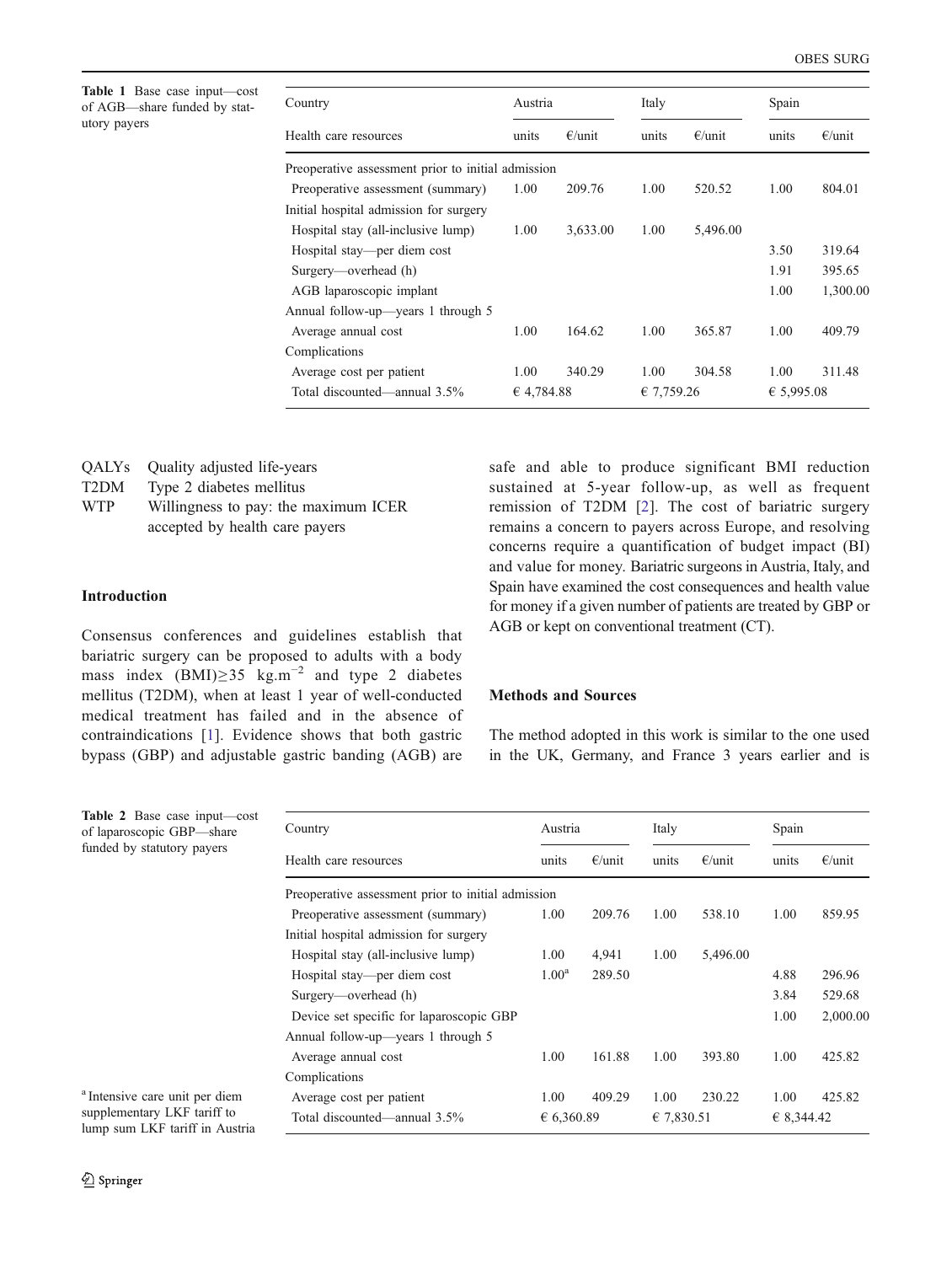**Table 1** Base case input—cost of AGB—share funded by statutory payers

| Country | Austria | | Italy | | Spain | |
|---|---|---|---|---|---|---|
| Health care resources | units | €/unit | units | €/unit | units | €/unit |
| Preoperative assessment prior to initial admission | | | | | | |
| Preoperative assessment (summary) | 1.00 | 209.76 | 1.00 | 520.52 | 1.00 | 804.01 |
| Initial hospital admission for surgery | | | | | | |
| Hospital stay (all-inclusive lump) | 1.00 | 3,633.00 | 1.00 | 5,496.00 | | |
| Hospital stay—per diem cost | | | | | 3.50 | 319.64 |
| Surgery—overhead (h) | | | | | 1.91 | 395.65 |
| AGB laparoscopic implant | | | | | 1.00 | 1,300.00 |
| Annual follow-up—years 1 through 5 | | | | | | |
| Average annual cost | 1.00 | 164.62 | 1.00 | 365.87 | 1.00 | 409.79 |
| Complications | | | | | | |
| Average cost per patient | 1.00 | 340.29 | 1.00 | 304.58 | 1.00 | 311.48 |
| Total discounted—annual 3.5% | € 4,784.88 | | € 7,759.26 | | € 5,995.08 | |

QALYs Quality adjusted life-years
T2DM Type 2 diabetes mellitus
WTP Willingness to pay: the maximum ICER accepted by health care payers

## Introduction

Consensus conferences and guidelines establish that bariatric surgery can be proposed to adults with a body mass index (BMI)≥35 $kg.m^{-2}$ and type 2 diabetes mellitus (T2DM), when at least 1 year of well-conducted medical treatment has failed and in the absence of contraindications [1]. Evidence shows that both gastric bypass (GBP) and adjustable gastric banding (AGB) are safe and able to produce significant BMI reduction sustained at 5-year follow-up, as well as frequent remission of T2DM [2]. The cost of bariatric surgery remains a concern to payers across Europe, and resolving concerns require a quantification of budget impact (BI) and value for money. Bariatric surgeons in Austria, Italy, and Spain have examined the cost consequences and health value for money if a given number of patients are treated by GBP or AGB or kept on conventional treatment (CT).

## Methods and Sources

The method adopted in this work is similar to the one used in the UK, Germany, and France 3 years earlier and is

**Table 2** Base case input—cost of laparoscopic GBP—share funded by statutory payers

| Country | Austria | | Italy | | Spain | |
|---|---|---|---|---|---|---|
| Health care resources | units | €/unit | units | €/unit | units | €/unit |
| Preoperative assessment prior to initial admission | | | | | | |
| Preoperative assessment (summary) | 1.00 | 209.76 | 1.00 | 538.10 | 1.00 | 859.95 |
| Initial hospital admission for surgery | | | | | | |
| Hospital stay (all-inclusive lump) | 1.00 | 4,941 | 1.00 | 5,496.00 | | |
| Hospital stay—per diem cost | 1.00[a] | 289.50 | | | 4.88 | 296.96 |
| Surgery—overhead (h) | | | | | 3.84 | 529.68 |
| Device set specific for laparoscopic GBP | | | | | 1.00 | 2,000.00 |
| Annual follow-up—years 1 through 5 | | | | | | |
| Average annual cost | 1.00 | 161.88 | 1.00 | 393.80 | 1.00 | 425.82 |
| Complications | | | | | | |
| Average cost per patient | 1.00 | 409.29 | 1.00 | 230.22 | 1.00 | 425.82 |
| Total discounted—annual 3.5% | € 6,360.89 | | € 7,830.51 | | € 8,344.42 | |

[a] Intensive care unit per diem supplementary LKF tariff to lump sum LKF tariff in Austria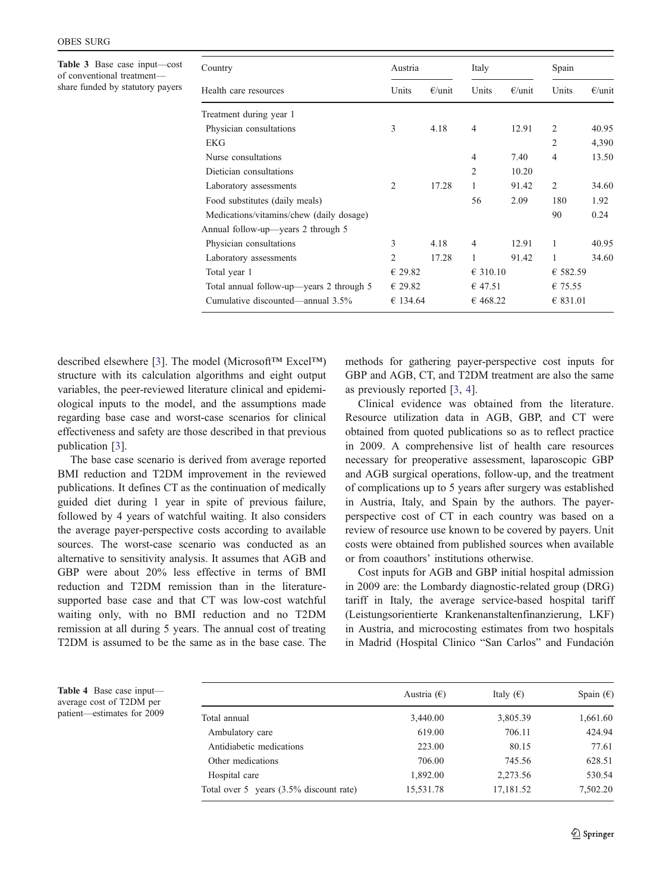**Table 3** Base case input—cost of conventional treatment—share funded by statutory payers

| Country | Austria | | Italy | | Spain | |
|---|---|---|---|---|---|---|
| Health care resources | Units | €/unit | Units | €/unit | Units | €/unit |
| Treatment during year 1 | | | | | | |
| Physician consultations | 3 | 4.18 | 4 | 12.91 | 2 | 40.95 |
| EKG | | | | | 2 | 4,390 |
| Nurse consultations | | | 4 | 7.40 | 4 | 13.50 |
| Dietician consultations | | | 2 | 10.20 | | |
| Laboratory assessments | 2 | 17.28 | 1 | 91.42 | 2 | 34.60 |
| Food substitutes (daily meals) | | | 56 | 2.09 | 180 | 1.92 |
| Medications/vitamins/chew (daily dosage) | | | | | 90 | 0.24 |
| Annual follow-up—years 2 through 5 | | | | | | |
| Physician consultations | 3 | 4.18 | 4 | 12.91 | 1 | 40.95 |
| Laboratory assessments | 2 | 17.28 | 1 | 91.42 | 1 | 34.60 |
| Total year 1 | € 29.82 | | € 310.10 | | € 582.59 | |
| Total annual follow-up—years 2 through 5 | € 29.82 | | € 47.51 | | € 75.55 | |
| Cumulative discounted—annual 3.5% | € 134.64 | | € 468.22 | | € 831.01 | |

described elsewhere [3]. The model (Microsoft™ Excel™) structure with its calculation algorithms and eight output variables, the peer-reviewed literature clinical and epidemiological inputs to the model, and the assumptions made regarding base case and worst-case scenarios for clinical effectiveness and safety are those described in that previous publication [3].

The base case scenario is derived from average reported BMI reduction and T2DM improvement in the reviewed publications. It defines CT as the continuation of medically guided diet during 1 year in spite of previous failure, followed by 4 years of watchful waiting. It also considers the average payer-perspective costs according to available sources. The worst-case scenario was conducted as an alternative to sensitivity analysis. It assumes that AGB and GBP were about 20% less effective in terms of BMI reduction and T2DM remission than in the literature-supported base case and that CT was low-cost watchful waiting only, with no BMI reduction and no T2DM remission at all during 5 years. The annual cost of treating T2DM is assumed to be the same as in the base case. The methods for gathering payer-perspective cost inputs for GBP and AGB, CT, and T2DM treatment are also the same as previously reported [3, 4].

Clinical evidence was obtained from the literature. Resource utilization data in AGB, GBP, and CT were obtained from quoted publications so as to reflect practice in 2009. A comprehensive list of health care resources necessary for preoperative assessment, laparoscopic GBP and AGB surgical operations, follow-up, and the treatment of complications up to 5 years after surgery was established in Austria, Italy, and Spain by the authors. The payer-perspective cost of CT in each country was based on a review of resource use known to be covered by payers. Unit costs were obtained from published sources when available or from coauthors' institutions otherwise.

Cost inputs for AGB and GBP initial hospital admission in 2009 are: the Lombardy diagnostic-related group (DRG) tariff in Italy, the average service-based hospital tariff (Leistungsorientierte Krankenanstaltenfinanzierung, LKF) in Austria, and microcosting estimates from two hospitals in Madrid (Hospital Clinico "San Carlos" and Fundación

**Table 4** Base case input—average cost of T2DM per patient—estimates for 2009

| | Austria (€) | Italy (€) | Spain (€) |
|---|---|---|---|
| Total annual | 3,440.00 | 3,805.39 | 1,661.60 |
| Ambulatory care | 619.00 | 706.11 | 424.94 |
| Antidiabetic medications | 223.00 | 80.15 | 77.61 |
| Other medications | 706.00 | 745.56 | 628.51 |
| Hospital care | 1,892.00 | 2,273.56 | 530.54 |
| Total over 5 years (3.5% discount rate) | 15,531.78 | 17,181.52 | 7,502.20 |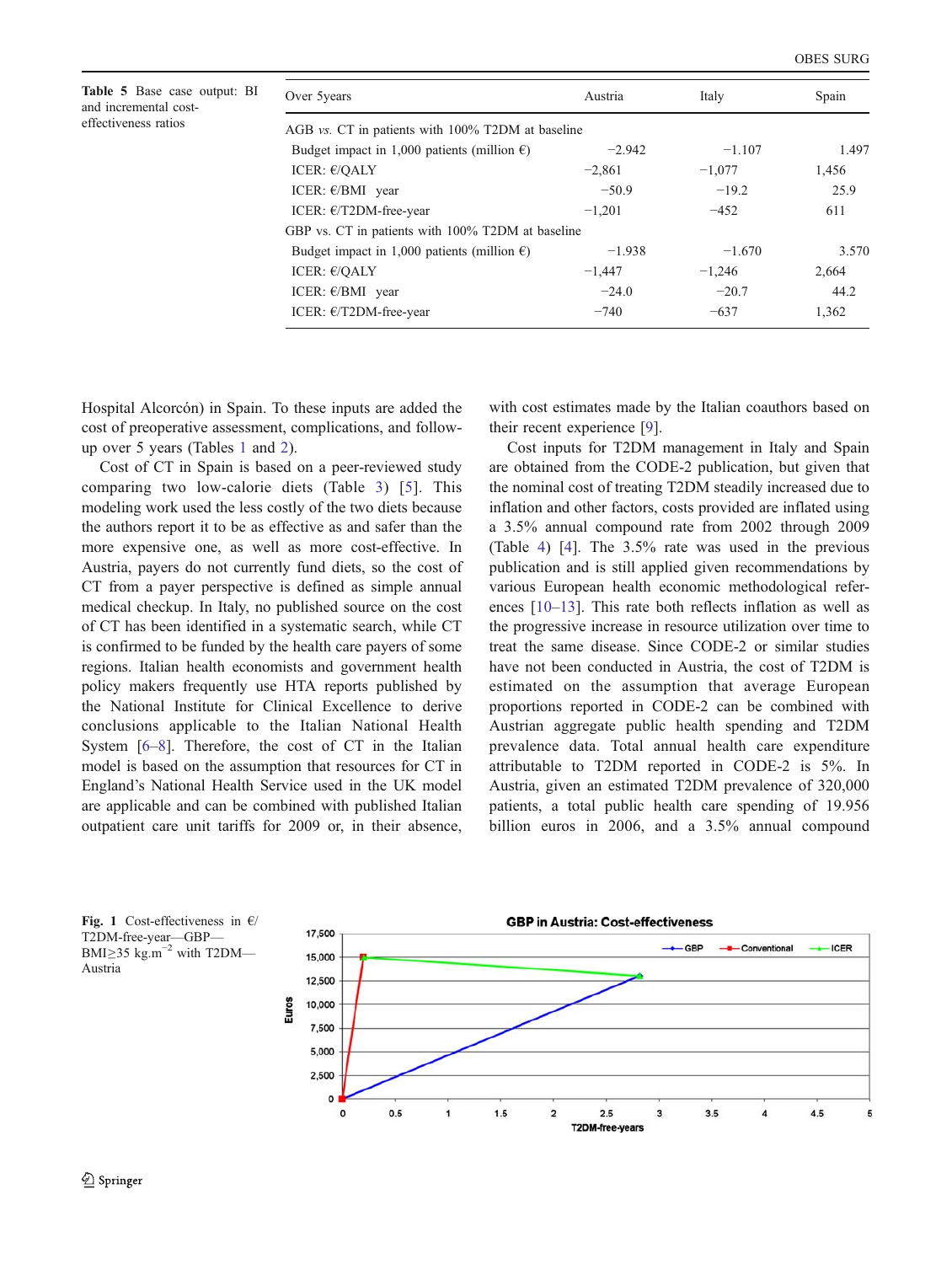**Table 5** Base case output: BI and incremental cost-effectiveness ratios

| Over 5years | Austria | Italy | Spain |
|---|---|---|---|
| AGB *vs.* CT in patients with 100% T2DM at baseline | | | |
| Budget impact in 1,000 patients (million €) | −2.942 | −1.107 | 1.497 |
| ICER: €/QALY | −2,861 | −1,077 | 1,456 |
| ICER: €/BMI year | −50.9 | −19.2 | 25.9 |
| ICER: €/T2DM-free-year | −1,201 | −452 | 611 |
| GBP vs. CT in patients with 100% T2DM at baseline | | | |
| Budget impact in 1,000 patients (million €) | −1.938 | −1.670 | 3.570 |
| ICER: €/QALY | −1,447 | −1,246 | 2,664 |
| ICER: €/BMI year | −24.0 | −20.7 | 44.2 |
| ICER: €/T2DM-free-year | −740 | −637 | 1,362 |

Hospital Alcorcón) in Spain. To these inputs are added the cost of preoperative assessment, complications, and follow-up over 5 years (Tables 1 and 2).

Cost of CT in Spain is based on a peer-reviewed study comparing two low-calorie diets (Table 3) [5]. This modeling work used the less costly of the two diets because the authors report it to be as effective as and safer than the more expensive one, as well as more cost-effective. In Austria, payers do not currently fund diets, so the cost of CT from a payer perspective is defined as simple annual medical checkup. In Italy, no published source on the cost of CT has been identified in a systematic search, while CT is confirmed to be funded by the health care payers of some regions. Italian health economists and government health policy makers frequently use HTA reports published by the National Institute for Clinical Excellence to derive conclusions applicable to the Italian National Health System [6–8]. Therefore, the cost of CT in the Italian model is based on the assumption that resources for CT in England's National Health Service used in the UK model are applicable and can be combined with published Italian outpatient care unit tariffs for 2009 or, in their absence, with cost estimates made by the Italian coauthors based on their recent experience [9].

Cost inputs for T2DM management in Italy and Spain are obtained from the CODE-2 publication, but given that the nominal cost of treating T2DM steadily increased due to inflation and other factors, costs provided are inflated using a 3.5% annual compound rate from 2002 through 2009 (Table 4) [4]. The 3.5% rate was used in the previous publication and is still applied given recommendations by various European health economic methodological references [10–13]. This rate both reflects inflation as well as the progressive increase in resource utilization over time to treat the same disease. Since CODE-2 or similar studies have not been conducted in Austria, the cost of T2DM is estimated on the assumption that average European proportions reported in CODE-2 can be combined with Austrian aggregate public health spending and T2DM prevalence data. Total annual health care expenditure attributable to T2DM reported in CODE-2 is 5%. In Austria, given an estimated T2DM prevalence of 320,000 patients, a total public health care spending of 19.956 billion euros in 2006, and a 3.5% annual compound

**Fig. 1** Cost-effectiveness in €/T2DM-free-year—GBP—BMI≥35 kg.m$^{-2}$ with T2DM—Austria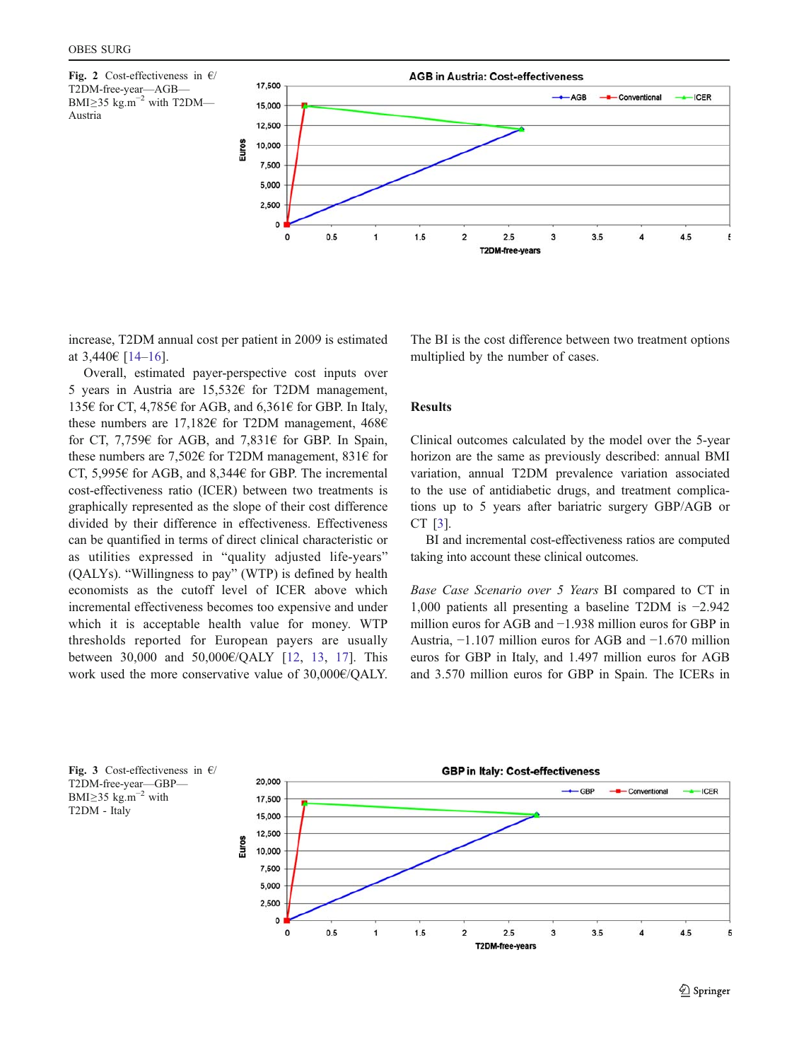Fig. 2 Cost-effectiveness in €/T2DM-free-year—AGB—BMI≥35 kg.m$^{-2}$ with T2DM—Austria

Fig. 3 Cost-effectiveness in €/T2DM-free-year—GBP—BMI≥35 kg.m$^{-2}$ with T2DM - Italy

increase, T2DM annual cost per patient in 2009 is estimated at 3,440€ [14–16].

Overall, estimated payer-perspective cost inputs over 5 years in Austria are 15,532€ for T2DM management, 135€ for CT, 4,785€ for AGB, and 6,361€ for GBP. In Italy, these numbers are 17,182€ for T2DM management, 468€ for CT, 7,759€ for AGB, and 7,831€ for GBP. In Spain, these numbers are 7,502€ for T2DM management, 831€ for CT, 5,995€ for AGB, and 8,344€ for GBP. The incremental cost-effectiveness ratio (ICER) between two treatments is graphically represented as the slope of their cost difference divided by their difference in effectiveness. Effectiveness can be quantified in terms of direct clinical characteristic or as utilities expressed in "quality adjusted life-years" (QALYs). "Willingness to pay" (WTP) is defined by health economists as the cutoff level of ICER above which incremental effectiveness becomes too expensive and under which it is acceptable health value for money. WTP thresholds reported for European payers are usually between 30,000 and 50,000€/QALY [12, 13, 17]. This work used the more conservative value of 30,000€/QALY. The BI is the cost difference between two treatment options multiplied by the number of cases.

## Results

Clinical outcomes calculated by the model over the 5-year horizon are the same as previously described: annual BMI variation, annual T2DM prevalence variation associated to the use of antidiabetic drugs, and treatment complications up to 5 years after bariatric surgery GBP/AGB or CT [3].

BI and incremental cost-effectiveness ratios are computed taking into account these clinical outcomes.

*Base Case Scenario over 5 Years* BI compared to CT in 1,000 patients all presenting a baseline T2DM is −2.942 million euros for AGB and −1.938 million euros for GBP in Austria, −1.107 million euros for AGB and −1.670 million euros for GBP in Italy, and 1.497 million euros for AGB and 3.570 million euros for GBP in Spain. The ICERs in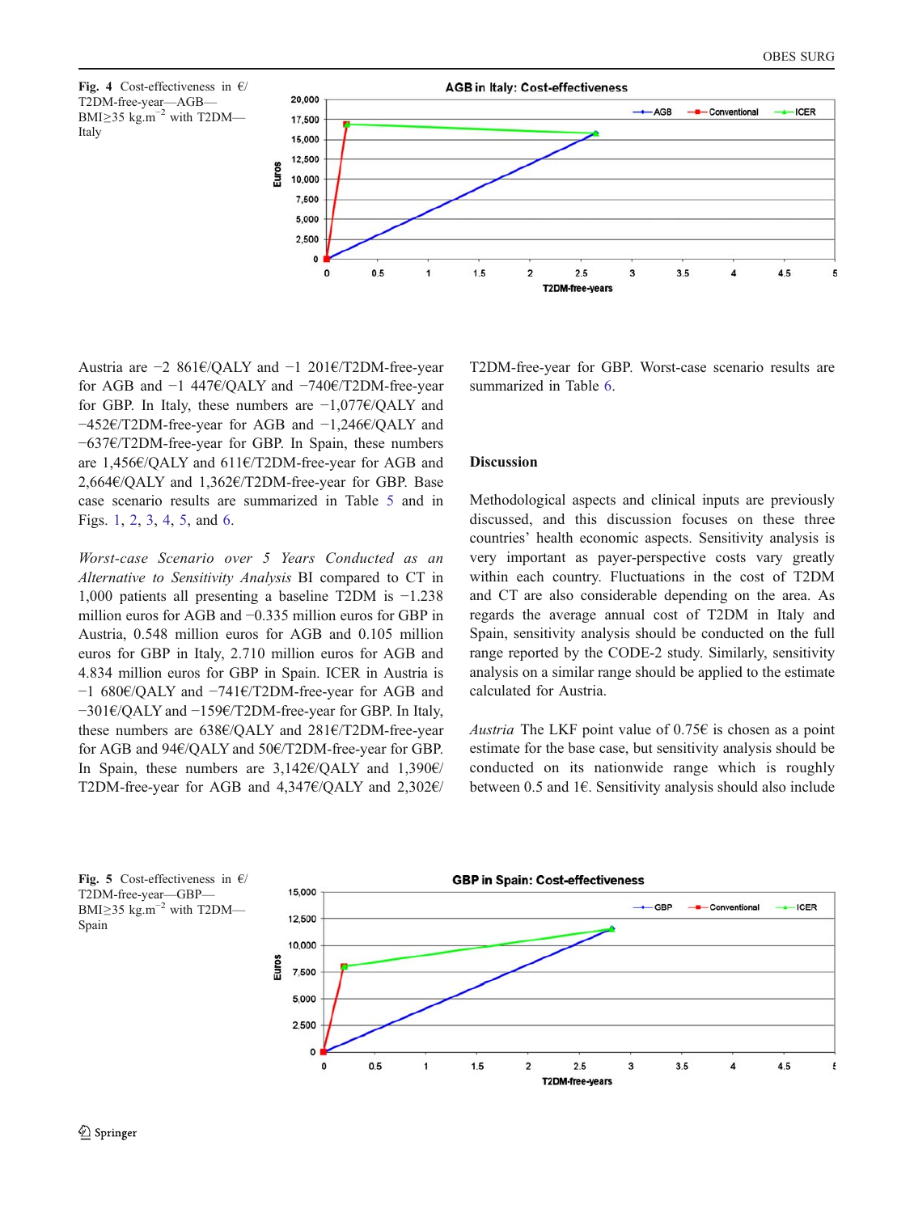Fig. 4 Cost-effectiveness in €/T2DM-free-year—AGB—BMI≥35 kg.m$^{-2}$ with T2DM—Italy

Austria are −2 861€/QALY and −1 201€/T2DM-free-year for AGB and −1 447€/QALY and −740€/T2DM-free-year for GBP. In Italy, these numbers are −1,077€/QALY and −452€/T2DM-free-year for AGB and −1,246€/QALY and −637€/T2DM-free-year for GBP. In Spain, these numbers are 1,456€/QALY and 611€/T2DM-free-year for AGB and 2,664€/QALY and 1,362€/T2DM-free-year for GBP. Base case scenario results are summarized in Table 5 and in Figs. 1, 2, 3, 4, 5, and 6.

*Worst-case Scenario over 5 Years Conducted as an Alternative to Sensitivity Analysis* BI compared to CT in 1,000 patients all presenting a baseline T2DM is −1.238 million euros for AGB and −0.335 million euros for GBP in Austria, 0.548 million euros for AGB and 0.105 million euros for GBP in Italy, 2.710 million euros for AGB and 4.834 million euros for GBP in Spain. ICER in Austria is −1 680€/QALY and −741€/T2DM-free-year for AGB and −301€/QALY and −159€/T2DM-free-year for GBP. In Italy, these numbers are 638€/QALY and 281€/T2DM-free-year for AGB and 94€/QALY and 50€/T2DM-free-year for GBP. In Spain, these numbers are 3,142€/QALY and 1,390€/T2DM-free-year for AGB and 4,347€/QALY and 2,302€/T2DM-free-year for GBP. Worst-case scenario results are summarized in Table 6.

## Discussion

Methodological aspects and clinical inputs are previously discussed, and this discussion focuses on these three countries' health economic aspects. Sensitivity analysis is very important as payer-perspective costs vary greatly within each country. Fluctuations in the cost of T2DM and CT are also considerable depending on the area. As regards the average annual cost of T2DM in Italy and Spain, sensitivity analysis should be conducted on the full range reported by the CODE-2 study. Similarly, sensitivity analysis on a similar range should be applied to the estimate calculated for Austria.

*Austria* The LKF point value of 0.75€ is chosen as a point estimate for the base case, but sensitivity analysis should be conducted on its nationwide range which is roughly between 0.5 and 1€. Sensitivity analysis should also include

Fig. 5 Cost-effectiveness in €/T2DM-free-year—GBP—BMI≥35 kg.m$^{-2}$ with T2DM—Spain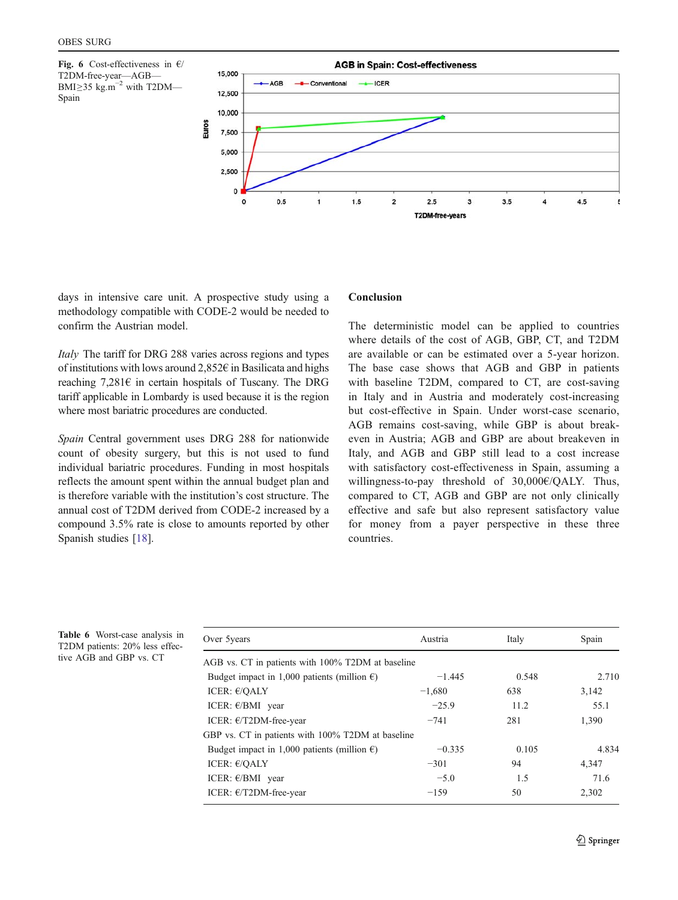**Fig. 6** Cost-effectiveness in €/T2DM-free-year—AGB—BMI≥35 kg.m$^{-2}$ with T2DM—Spain

days in intensive care unit. A prospective study using a methodology compatible with CODE-2 would be needed to confirm the Austrian model.

*Italy* The tariff for DRG 288 varies across regions and types of institutions with lows around 2,852€ in Basilicata and highs reaching 7,281€ in certain hospitals of Tuscany. The DRG tariff applicable in Lombardy is used because it is the region where most bariatric procedures are conducted.

*Spain* Central government uses DRG 288 for nationwide count of obesity surgery, but this is not used to fund individual bariatric procedures. Funding in most hospitals reflects the amount spent within the annual budget plan and is therefore variable with the institution's cost structure. The annual cost of T2DM derived from CODE-2 increased by a compound 3.5% rate is close to amounts reported by other Spanish studies [18].

## Conclusion

The deterministic model can be applied to countries where details of the cost of AGB, GBP, CT, and T2DM are available or can be estimated over a 5-year horizon. The base case shows that AGB and GBP in patients with baseline T2DM, compared to CT, are cost-saving in Italy and in Austria and moderately cost-increasing but cost-effective in Spain. Under worst-case scenario, AGB remains cost-saving, while GBP is about break-even in Austria; AGB and GBP are about breakeven in Italy, and AGB and GBP still lead to a cost increase with satisfactory cost-effectiveness in Spain, assuming a willingness-to-pay threshold of 30,000€/QALY. Thus, compared to CT, AGB and GBP are not only clinically effective and safe but also represent satisfactory value for money from a payer perspective in these three countries.

**Table 6** Worst-case analysis in T2DM patients: 20% less effective AGB and GBP vs. CT

| Over 5years | Austria | Italy | Spain |
|---|---|---|---|
| AGB vs. CT in patients with 100% T2DM at baseline | | | |
| Budget impact in 1,000 patients (million €) | −1.445 | 0.548 | 2.710 |
| ICER: €/QALY | −1,680 | 638 | 3,142 |
| ICER: €/BMI year | −25.9 | 11.2 | 55.1 |
| ICER: €/T2DM-free-year | −741 | 281 | 1,390 |
| GBP vs. CT in patients with 100% T2DM at baseline | | | |
| Budget impact in 1,000 patients (million €) | −0.335 | 0.105 | 4.834 |
| ICER: €/QALY | −301 | 94 | 4,347 |
| ICER: €/BMI year | −5.0 | 1.5 | 71.6 |
| ICER: €/T2DM-free-year | −159 | 50 | 2,302 |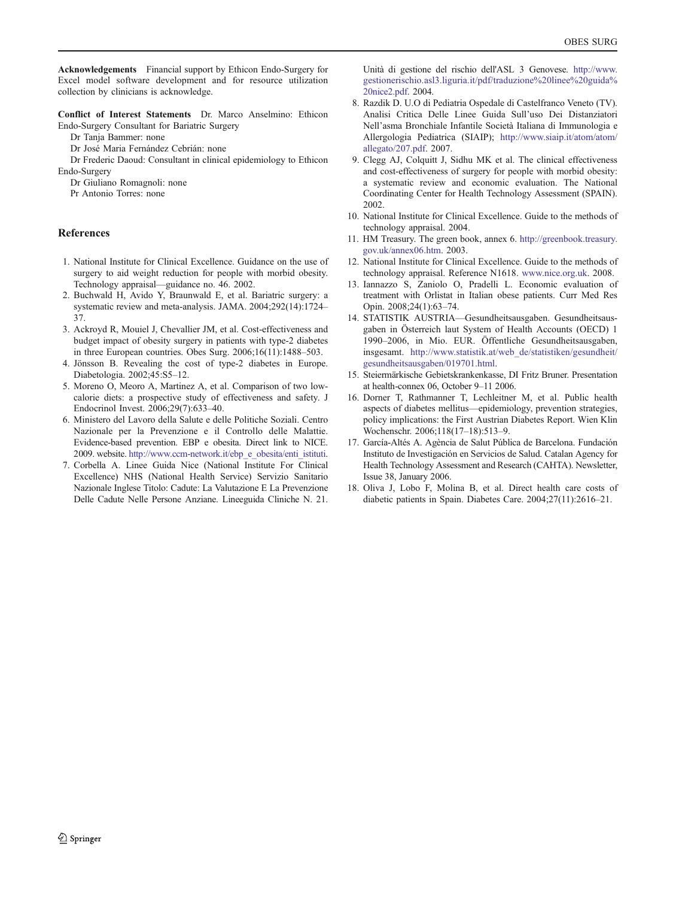**Acknowledgements** Financial support by Ethicon Endo-Surgery for Excel model software development and for resource utilization collection by clinicians is acknowledge.

**Conflict of Interest Statements** Dr. Marco Anselmino: Ethicon Endo-Surgery Consultant for Bariatric Surgery

Dr Tanja Bammer: none

Dr José Maria Fernández Cebrián: none

Dr Frederic Daoud: Consultant in clinical epidemiology to Ethicon Endo-Surgery

Dr Giuliano Romagnoli: none

Pr Antonio Torres: none

## References

1. National Institute for Clinical Excellence. Guidance on the use of surgery to aid weight reduction for people with morbid obesity. Technology appraisal—guidance no. 46. 2002.
2. Buchwald H, Avido Y, Braunwald E, et al. Bariatric surgery: a systematic review and meta-analysis. JAMA. 2004;292(14):1724–37.
3. Ackroyd R, Mouiel J, Chevallier JM, et al. Cost-effectiveness and budget impact of obesity surgery in patients with type-2 diabetes in three European countries. Obes Surg. 2006;16(11):1488–503.
4. Jönsson B. Revealing the cost of type-2 diabetes in Europe. Diabetologia. 2002;45:S5–12.
5. Moreno O, Meoro A, Martinez A, et al. Comparison of two low-calorie diets: a prospective study of effectiveness and safety. J Endocrinol Invest. 2006;29(7):633–40.
6. Ministero del Lavoro della Salute e delle Politiche Soziali. Centro Nazionale per la Prevenzione e il Controllo delle Malattie. Evidence-based prevention. EBP e obesita. Direct link to NICE. 2009. website. http://www.ccm-network.it/ebp_e_obesita/enti_istituti.
7. Corbella A. Linee Guida Nice (National Institute For Clinical Excellence) NHS (National Health Service) Servizio Sanitario Nazionale Inglese Titolo: Cadute: La Valutazione E La Prevenzione Delle Cadute Nelle Persone Anziane. Lineeguida Cliniche N. 21. Unità di gestione del rischio dell'ASL 3 Genovese. http://www.gestionerischio.asl3.liguria.it/pdf/traduzione%20linee%20guida%20nice2.pdf. 2004.
8. Razdik D. U.O di Pediatria Ospedale di Castelfranco Veneto (TV). Analisi Critica Delle Linee Guida Sull'uso Dei Distanziatori Nell'asma Bronchiale Infantile Società Italiana di Immunologia e Allergologia Pediatrica (SIAIP); http://www.siaip.it/atom/atom/allegato/207.pdf. 2007.
9. Clegg AJ, Colquitt J, Sidhu MK et al. The clinical effectiveness and cost-effectiveness of surgery for people with morbid obesity: a systematic review and economic evaluation. The National Coordinating Center for Health Technology Assessment (SPAIN). 2002.
10. National Institute for Clinical Excellence. Guide to the methods of technology appraisal. 2004.
11. HM Treasury. The green book, annex 6. http://greenbook.treasury.gov.uk/annex06.htm. 2003.
12. National Institute for Clinical Excellence. Guide to the methods of technology appraisal. Reference N1618. www.nice.org.uk. 2008.
13. Iannazzo S, Zaniolo O, Pradelli L. Economic evaluation of treatment with Orlistat in Italian obese patients. Curr Med Res Opin. 2008;24(1):63–74.
14. STATISTIK AUSTRIA—Gesundheitsausgaben. Gesundheitsausgaben in Österreich laut System of Health Accounts (OECD) 1 1990–2006, in Mio. EUR. Öffentliche Gesundheitsausgaben, insgesamt. http://www.statistik.at/web_de/statistiken/gesundheit/gesundheitsausgaben/019701.html.
15. Steiermärkische Gebietskrankenkasse, DI Fritz Bruner. Presentation at health-connex 06, October 9–11 2006.
16. Dorner T, Rathmanner T, Lechleitner M, et al. Public health aspects of diabetes mellitus—epidemiology, prevention strategies, policy implications: the First Austrian Diabetes Report. Wien Klin Wochenschr. 2006;118(17–18):513–9.
17. García-Altés A. Agència de Salut Pública de Barcelona. Fundación Instituto de Investigación en Servicios de Salud. Catalan Agency for Health Technology Assessment and Research (CAHTA). Newsletter, Issue 38, January 2006.
18. Oliva J, Lobo F, Molina B, et al. Direct health care costs of diabetic patients in Spain. Diabetes Care. 2004;27(11):2616–21.